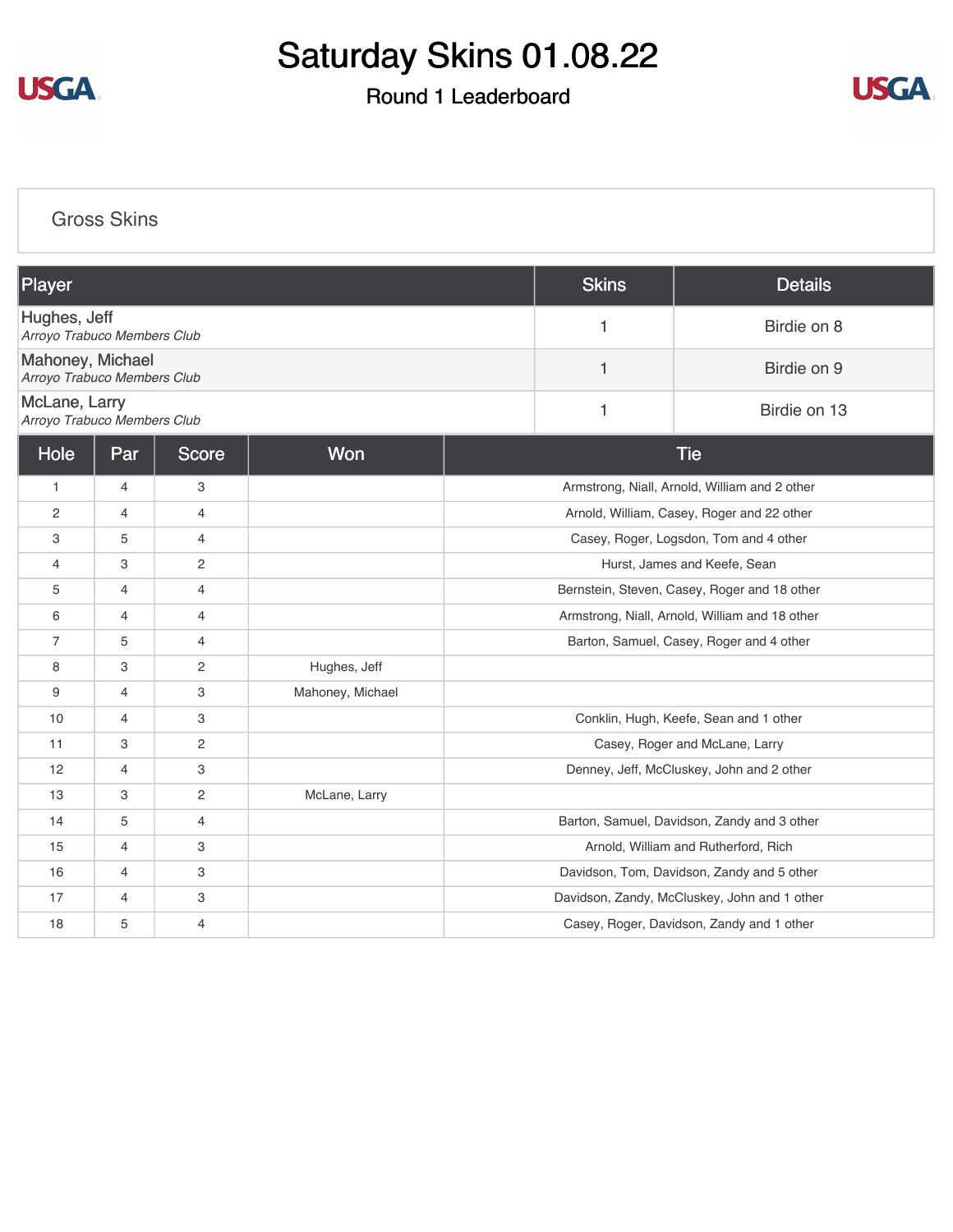# Saturday Skins 01.08.22

## Round 1 Leaderboard

### Gross Skins

| Player | Skins | Details |
|---|---|---|
| Hughes, Jeff<br>*Arroyo Trabuco Members Club* | 1 | Birdie on 8 |
| Mahoney, Michael<br>*Arroyo Trabuco Members Club* | 1 | Birdie on 9 |
| McLane, Larry<br>*Arroyo Trabuco Members Club* | 1 | Birdie on 13 |

| Hole | Par | Score | Won | Tie |
|---|---|---|---|---|
| 1 | 4 | 3 | | Armstrong, Niall, Arnold, William and 2 other |
| 2 | 4 | 4 | | Arnold, William, Casey, Roger and 22 other |
| 3 | 5 | 4 | | Casey, Roger, Logsdon, Tom and 4 other |
| 4 | 3 | 2 | | Hurst, James and Keefe, Sean |
| 5 | 4 | 4 | | Bernstein, Steven, Casey, Roger and 18 other |
| 6 | 4 | 4 | | Armstrong, Niall, Arnold, William and 18 other |
| 7 | 5 | 4 | | Barton, Samuel, Casey, Roger and 4 other |
| 8 | 3 | 2 | Hughes, Jeff | |
| 9 | 4 | 3 | Mahoney, Michael | |
| 10 | 4 | 3 | | Conklin, Hugh, Keefe, Sean and 1 other |
| 11 | 3 | 2 | | Casey, Roger and McLane, Larry |
| 12 | 4 | 3 | | Denney, Jeff, McCluskey, John and 2 other |
| 13 | 3 | 2 | McLane, Larry | |
| 14 | 5 | 4 | | Barton, Samuel, Davidson, Zandy and 3 other |
| 15 | 4 | 3 | | Arnold, William and Rutherford, Rich |
| 16 | 4 | 3 | | Davidson, Tom, Davidson, Zandy and 5 other |
| 17 | 4 | 3 | | Davidson, Zandy, McCluskey, John and 1 other |
| 18 | 5 | 4 | | Casey, Roger, Davidson, Zandy and 1 other |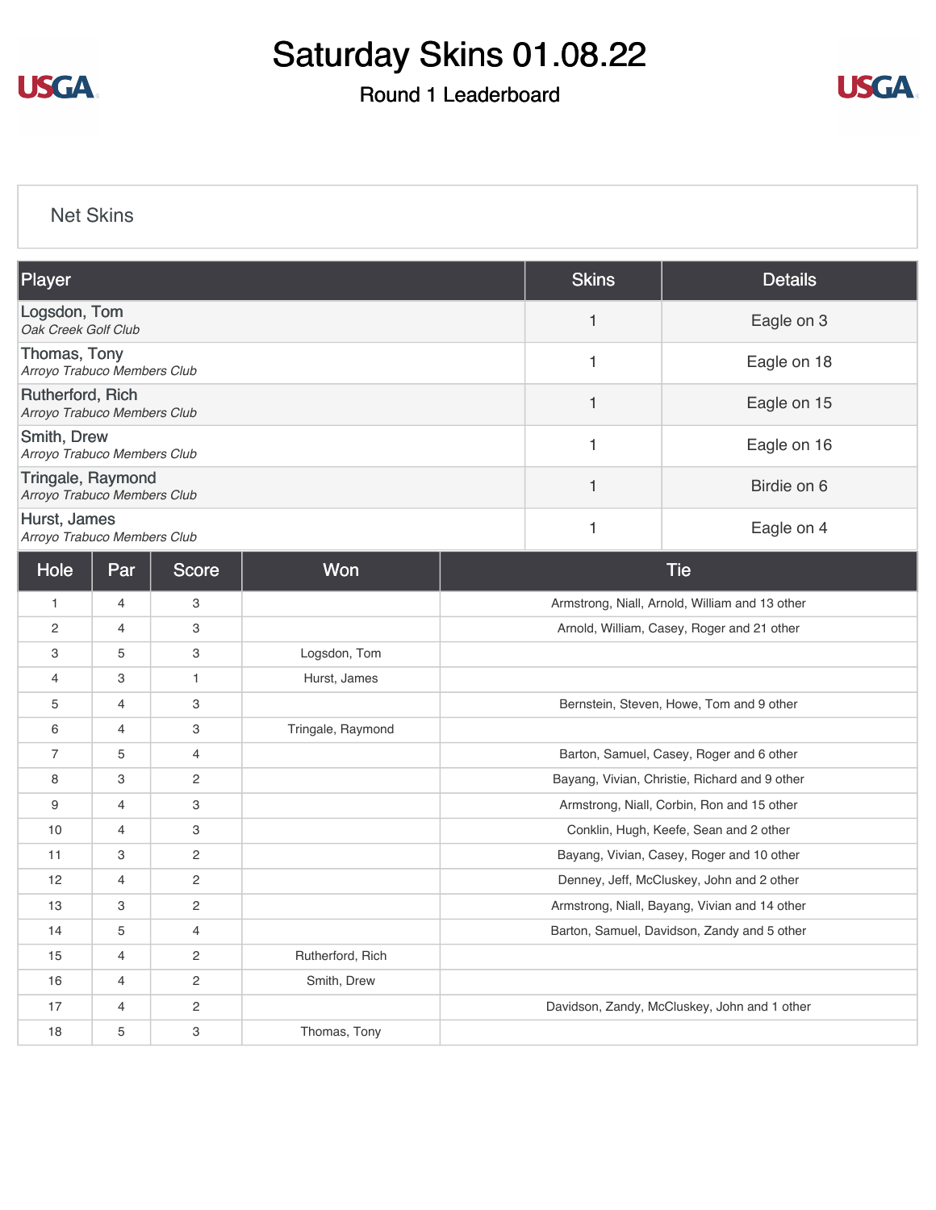# Saturday Skins 01.08.22

## Round 1 Leaderboard

### Net Skins

| Player | Skins | Details |
|---|---|---|
| Logsdon, Tom<br>*Oak Creek Golf Club* | 1 | Eagle on 3 |
| Thomas, Tony<br>*Arroyo Trabuco Members Club* | 1 | Eagle on 18 |
| Rutherford, Rich<br>*Arroyo Trabuco Members Club* | 1 | Eagle on 15 |
| Smith, Drew<br>*Arroyo Trabuco Members Club* | 1 | Eagle on 16 |
| Tringale, Raymond<br>*Arroyo Trabuco Members Club* | 1 | Birdie on 6 |
| Hurst, James<br>*Arroyo Trabuco Members Club* | 1 | Eagle on 4 |

| Hole | Par | Score | Won | Tie |
|---|---|---|---|---|
| 1 | 4 | 3 | | Armstrong, Niall, Arnold, William and 13 other |
| 2 | 4 | 3 | | Arnold, William, Casey, Roger and 21 other |
| 3 | 5 | 3 | Logsdon, Tom | |
| 4 | 3 | 1 | Hurst, James | |
| 5 | 4 | 3 | | Bernstein, Steven, Howe, Tom and 9 other |
| 6 | 4 | 3 | Tringale, Raymond | |
| 7 | 5 | 4 | | Barton, Samuel, Casey, Roger and 6 other |
| 8 | 3 | 2 | | Bayang, Vivian, Christie, Richard and 9 other |
| 9 | 4 | 3 | | Armstrong, Niall, Corbin, Ron and 15 other |
| 10 | 4 | 3 | | Conklin, Hugh, Keefe, Sean and 2 other |
| 11 | 3 | 2 | | Bayang, Vivian, Casey, Roger and 10 other |
| 12 | 4 | 2 | | Denney, Jeff, McCluskey, John and 2 other |
| 13 | 3 | 2 | | Armstrong, Niall, Bayang, Vivian and 14 other |
| 14 | 5 | 4 | | Barton, Samuel, Davidson, Zandy and 5 other |
| 15 | 4 | 2 | Rutherford, Rich | |
| 16 | 4 | 2 | Smith, Drew | |
| 17 | 4 | 2 | | Davidson, Zandy, McCluskey, John and 1 other |
| 18 | 5 | 3 | Thomas, Tony | |